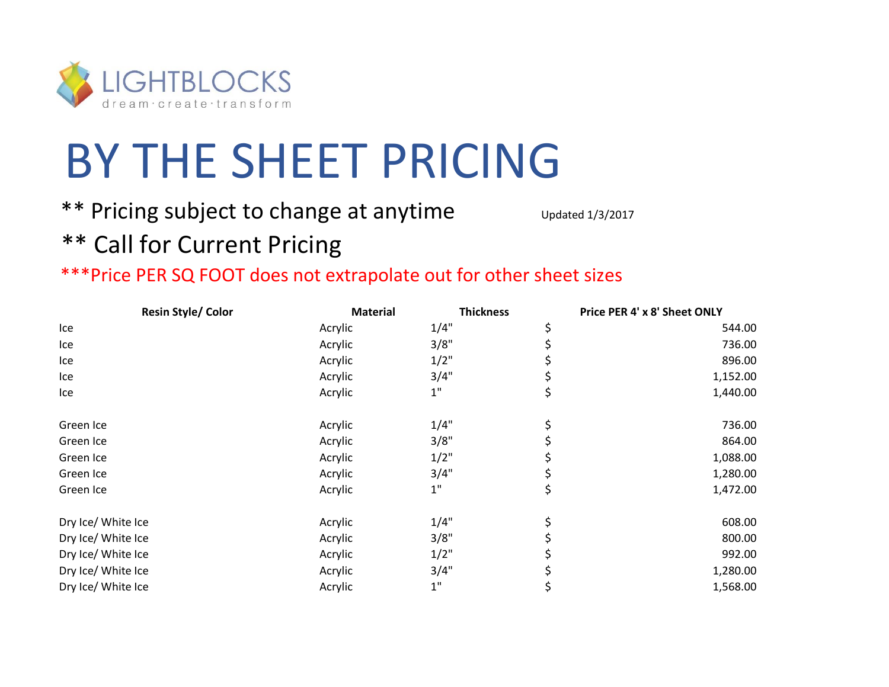LIGHTBLOCKS
dream·create·transform

# BY THE SHEET PRICING

** Pricing subject to change at anytime

Updated 1/3/2017

** Call for Current Pricing

***Price PER SQ FOOT does not extrapolate out for other sheet sizes

| Resin Style/ Color | Material | Thickness | Price PER 4' x 8' Sheet ONLY |
|---|---|---|---|
| Ice | Acrylic | 1/4" | $ 544.00 |
| Ice | Acrylic | 3/8" | $ 736.00 |
| Ice | Acrylic | 1/2" | $ 896.00 |
| Ice | Acrylic | 3/4" | $ 1,152.00 |
| Ice | Acrylic | 1" | $ 1,440.00 |
| | | | |
| Green Ice | Acrylic | 1/4" | $ 736.00 |
| Green Ice | Acrylic | 3/8" | $ 864.00 |
| Green Ice | Acrylic | 1/2" | $ 1,088.00 |
| Green Ice | Acrylic | 3/4" | $ 1,280.00 |
| Green Ice | Acrylic | 1" | $ 1,472.00 |
| | | | |
| Dry Ice/ White Ice | Acrylic | 1/4" | $ 608.00 |
| Dry Ice/ White Ice | Acrylic | 3/8" | $ 800.00 |
| Dry Ice/ White Ice | Acrylic | 1/2" | $ 992.00 |
| Dry Ice/ White Ice | Acrylic | 3/4" | $ 1,280.00 |
| Dry Ice/ White Ice | Acrylic | 1" | $ 1,568.00 |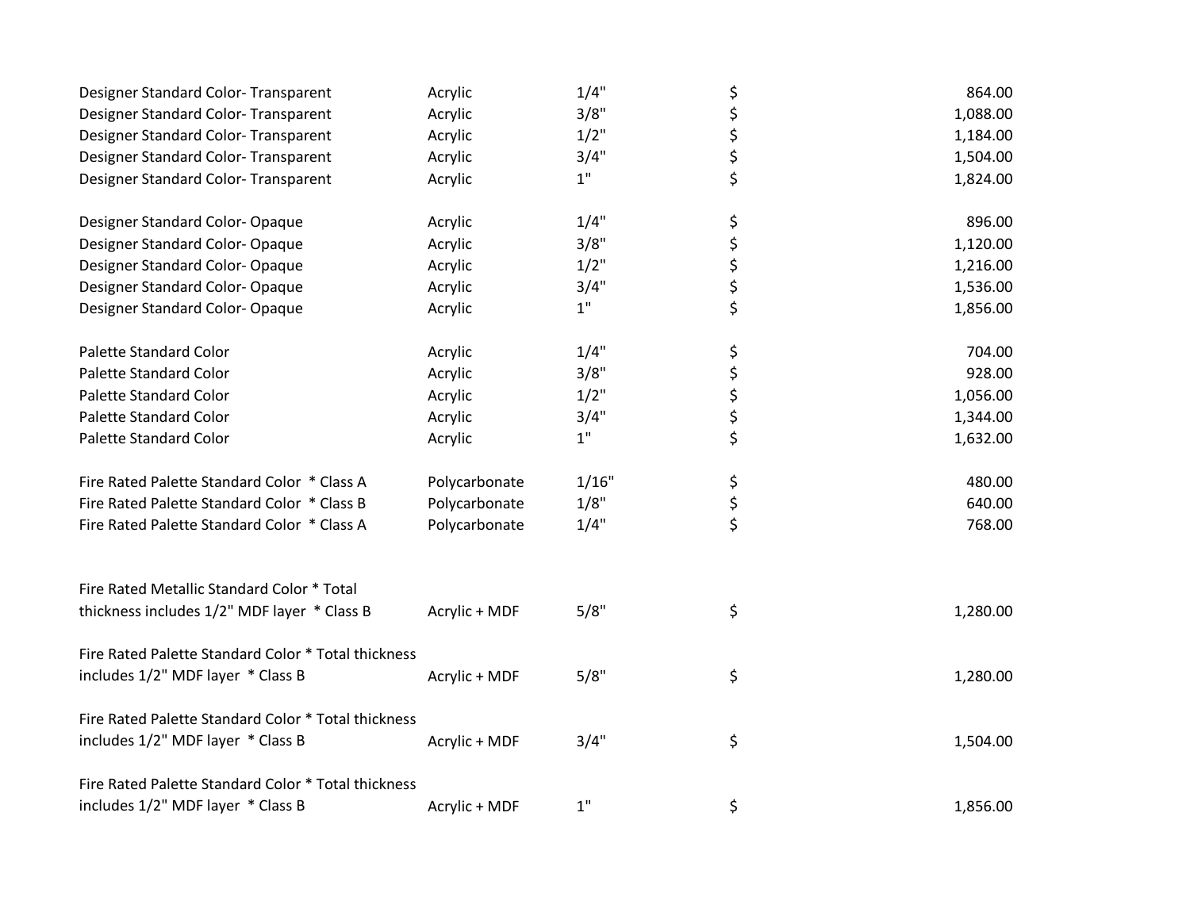| | | | | |
|---|---|---|---|---|
| Designer Standard Color- Transparent | Acrylic | 1/4" | $ | 864.00 |
| Designer Standard Color- Transparent | Acrylic | 3/8" | $ | 1,088.00 |
| Designer Standard Color- Transparent | Acrylic | 1/2" | $ | 1,184.00 |
| Designer Standard Color- Transparent | Acrylic | 3/4" | $ | 1,504.00 |
| Designer Standard Color- Transparent | Acrylic | 1" | $ | 1,824.00 |
| | | | | |
| Designer Standard Color- Opaque | Acrylic | 1/4" | $ | 896.00 |
| Designer Standard Color- Opaque | Acrylic | 3/8" | $ | 1,120.00 |
| Designer Standard Color- Opaque | Acrylic | 1/2" | $ | 1,216.00 |
| Designer Standard Color- Opaque | Acrylic | 3/4" | $ | 1,536.00 |
| Designer Standard Color- Opaque | Acrylic | 1" | $ | 1,856.00 |
| | | | | |
| Palette Standard Color | Acrylic | 1/4" | $ | 704.00 |
| Palette Standard Color | Acrylic | 3/8" | $ | 928.00 |
| Palette Standard Color | Acrylic | 1/2" | $ | 1,056.00 |
| Palette Standard Color | Acrylic | 3/4" | $ | 1,344.00 |
| Palette Standard Color | Acrylic | 1" | $ | 1,632.00 |
| | | | | |
| Fire Rated Palette Standard Color * Class A | Polycarbonate | 1/16" | $ | 480.00 |
| Fire Rated Palette Standard Color * Class B | Polycarbonate | 1/8" | $ | 640.00 |
| Fire Rated Palette Standard Color * Class A | Polycarbonate | 1/4" | $ | 768.00 |
| | | | | |
| Fire Rated Metallic Standard Color * Total thickness includes 1/2" MDF layer * Class B | Acrylic + MDF | 5/8" | $ | 1,280.00 |
| Fire Rated Palette Standard Color * Total thickness includes 1/2" MDF layer * Class B | Acrylic + MDF | 5/8" | $ | 1,280.00 |
| Fire Rated Palette Standard Color * Total thickness includes 1/2" MDF layer * Class B | Acrylic + MDF | 3/4" | $ | 1,504.00 |
| Fire Rated Palette Standard Color * Total thickness includes 1/2" MDF layer * Class B | Acrylic + MDF | 1" | $ | 1,856.00 |